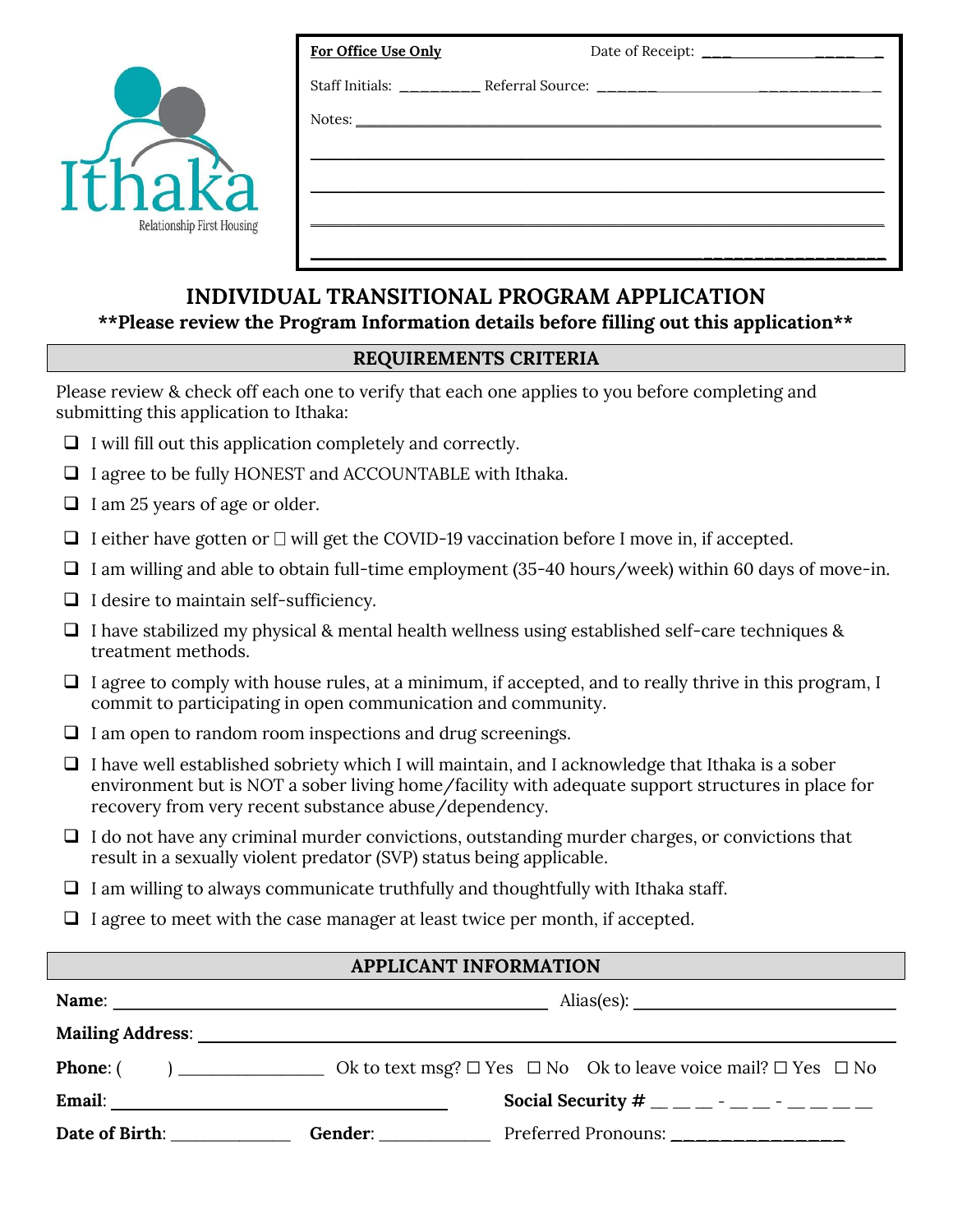Ithaka
Relationship First Housing

| **For Office Use Only** | Date of Receipt: ___________ |
|---|---|
| Staff Initials: _________ | Referral Source: ___________ |
| Notes: ___________ | |

# INDIVIDUAL TRANSITIONAL PROGRAM APPLICATION

**\*\*Please review the Program Information details before filling out this application\*\***

## REQUIREMENTS CRITERIA

Please review & check off each one to verify that each one applies to you before completing and submitting this application to Ithaka:

- ❑ I will fill out this application completely and correctly.
- ❑ I agree to be fully HONEST and ACCOUNTABLE with Ithaka.
- ❑ I am 25 years of age or older.
- ❑ I either have gotten or ☐ will get the COVID-19 vaccination before I move in, if accepted.
- ❑ I am willing and able to obtain full-time employment (35-40 hours/week) within 60 days of move-in.
- ❑ I desire to maintain self-sufficiency.
- ❑ I have stabilized my physical & mental health wellness using established self-care techniques & treatment methods.
- ❑ I agree to comply with house rules, at a minimum, if accepted, and to really thrive in this program, I commit to participating in open communication and community.
- ❑ I am open to random room inspections and drug screenings.
- ❑ I have well established sobriety which I will maintain, and I acknowledge that Ithaka is a sober environment but is NOT a sober living home/facility with adequate support structures in place for recovery from very recent substance abuse/dependency.
- ❑ I do not have any criminal murder convictions, outstanding murder charges, or convictions that result in a sexually violent predator (SVP) status being applicable.
- ❑ I am willing to always communicate truthfully and thoughtfully with Ithaka staff.
- ❑ I agree to meet with the case manager at least twice per month, if accepted.

## APPLICANT INFORMATION

**Name**: ______________________ Alias(es): ______________________

**Mailing Address**: ______________________

**Phone**: (     ) ______________ Ok to text msg? ☐ Yes ☐ No Ok to leave voice mail? ☐ Yes ☐ No

**Email**: ______________________ **Social Security #** __ __ __ - __ __ - __ __ __ __

**Date of Birth**: ____________ **Gender**: ____________ Preferred Pronouns: ______________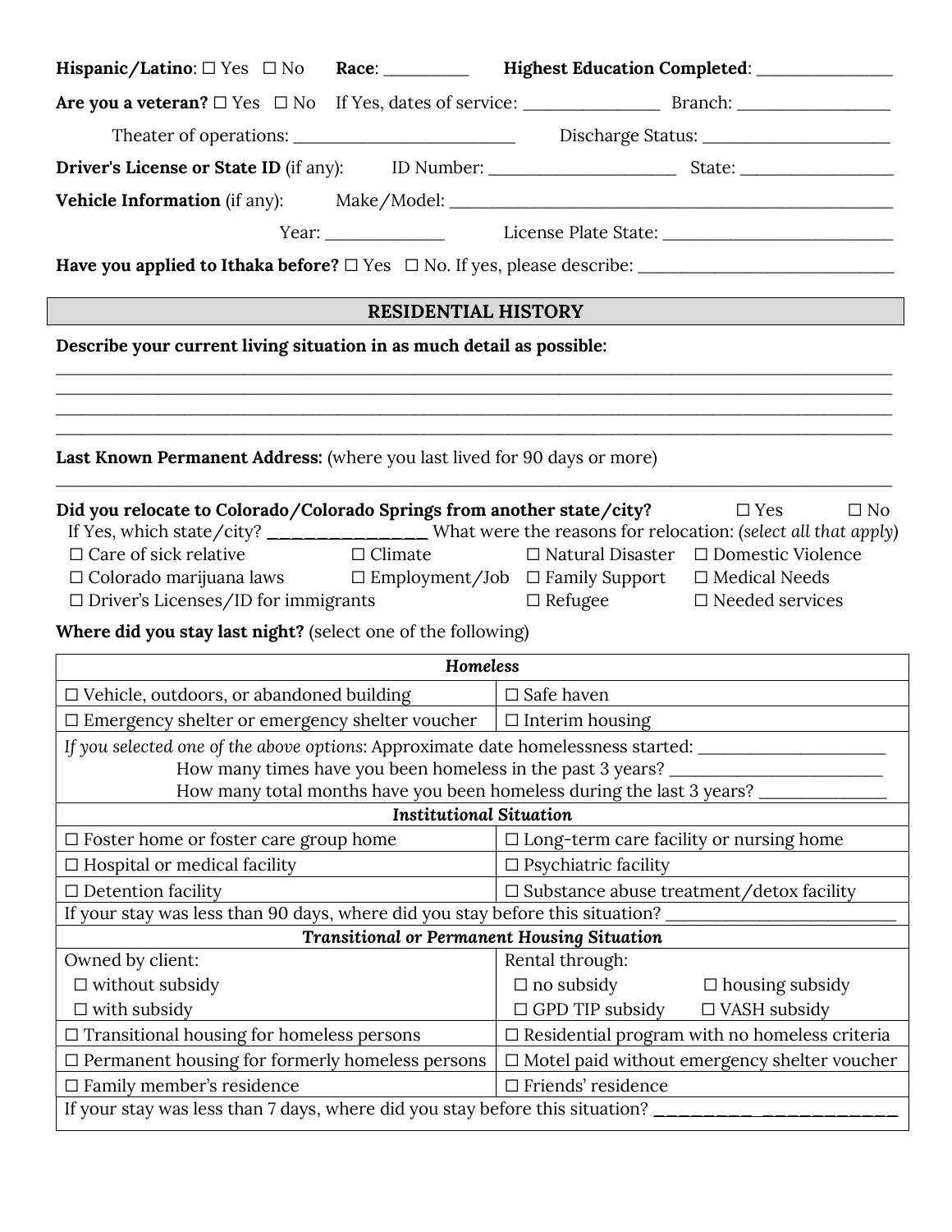**Hispanic/Latino**: ☐ Yes ☐ No **Race**: __________ **Highest Education Completed**: ________________

**Are you a veteran?** ☐ Yes ☐ No If Yes, dates of service: ________________ Branch: __________________

Theater of operations: ___________________________ Discharge Status: ______________________

**Driver's License or State ID** (if any): ID Number: ______________________ State: __________________

**Vehicle Information** (if any): Make/Model: ______________________________________________________

Year: ______________ License Plate State: ____________________________

**Have you applied to Ithaka before?** ☐ Yes ☐ No. If yes, please describe: ______________________________

## RESIDENTIAL HISTORY

**Describe your current living situation in as much detail as possible:**

____________________________________________________________________________________________

____________________________________________________________________________________________

____________________________________________________________________________________________

____________________________________________________________________________________________

**Last Known Permanent Address:** (where you last lived for 90 days or more)

____________________________________________________________________________________________

**Did you relocate to Colorado/Colorado Springs from another state/city?** ☐ Yes ☐ No

If Yes, which state/city? ________________ What were the reasons for relocation: *(select all that apply)*

☐ Care of sick relative ☐ Climate ☐ Natural Disaster ☐ Domestic Violence

☐ Colorado marijuana laws ☐ Employment/Job ☐ Family Support ☐ Medical Needs

☐ Driver's Licenses/ID for immigrants ☐ Refugee ☐ Needed services

**Where did you stay last night?** (select one of the following)

| ***Homeless*** | |
|---|---|
| ☐ Vehicle, outdoors, or abandoned building | ☐ Safe haven |
| ☐ Emergency shelter or emergency shelter voucher | ☐ Interim housing |
| *If you selected one of the above options*: Approximate date homelessness started: ______________________ <br> How many times have you been homeless in the past 3 years? _________________________ <br> How many total months have you been homeless during the last 3 years? _______________ | |
| ***Institutional Situation*** | |
| ☐ Foster home or foster care group home | ☐ Long-term care facility or nursing home |
| ☐ Hospital or medical facility | ☐ Psychiatric facility |
| ☐ Detention facility | ☐ Substance abuse treatment/detox facility |
| If your stay was less than 90 days, where did you stay before this situation? ___________________________ | |
| ***Transitional or Permanent Housing Situation*** | |
| Owned by client: <br> ☐ without subsidy <br> ☐ with subsidy | Rental through: <br> ☐ no subsidy ☐ housing subsidy <br> ☐ GPD TIP subsidy ☐ VASH subsidy |
| ☐ Transitional housing for homeless persons | ☐ Residential program with no homeless criteria |
| ☐ Permanent housing for formerly homeless persons | ☐ Motel paid without emergency shelter voucher |
| ☐ Family member's residence | ☐ Friends' residence |
| If your stay was less than 7 days, where did you stay before this situation? __________ ______________ | |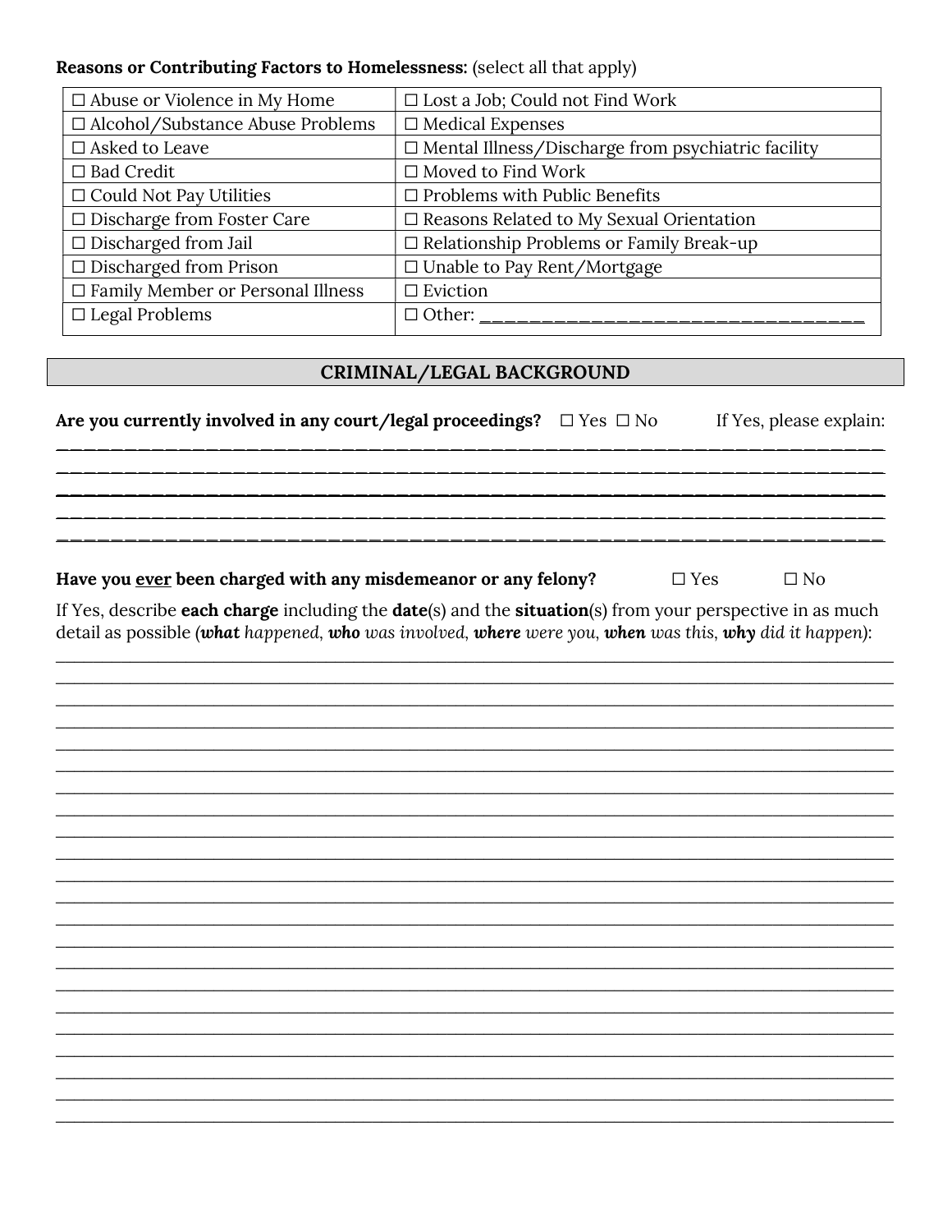**Reasons or Contributing Factors to Homelessness:** (select all that apply)

| | |
|---|---|
| ☐ Abuse or Violence in My Home | ☐ Lost a Job; Could not Find Work |
| ☐ Alcohol/Substance Abuse Problems | ☐ Medical Expenses |
| ☐ Asked to Leave | ☐ Mental Illness/Discharge from psychiatric facility |
| ☐ Bad Credit | ☐ Moved to Find Work |
| ☐ Could Not Pay Utilities | ☐ Problems with Public Benefits |
| ☐ Discharge from Foster Care | ☐ Reasons Related to My Sexual Orientation |
| ☐ Discharged from Jail | ☐ Relationship Problems or Family Break-up |
| ☐ Discharged from Prison | ☐ Unable to Pay Rent/Mortgage |
| ☐ Family Member or Personal Illness | ☐ Eviction |
| ☐ Legal Problems | ☐ Other: ________________________________ |

## CRIMINAL/LEGAL BACKGROUND

**Are you currently involved in any court/legal proceedings?** ☐ Yes ☐ No If Yes, please explain:

______________________________________________________________________

______________________________________________________________________

______________________________________________________________________

______________________________________________________________________

______________________________________________________________________

**Have you <u>ever</u> been charged with any misdemeanor or any felony?** ☐ Yes ☐ No

If Yes, describe **each charge** including the **date**(s) and the **situation**(s) from your perspective in as much detail as possible *(**what** happened, **who** was involved, **where** were you, **when** was this, **why** did it happen)*:

______________________________________________________________________

______________________________________________________________________

______________________________________________________________________

______________________________________________________________________

______________________________________________________________________

______________________________________________________________________

______________________________________________________________________

______________________________________________________________________

______________________________________________________________________

______________________________________________________________________

______________________________________________________________________

______________________________________________________________________

______________________________________________________________________

______________________________________________________________________

______________________________________________________________________

______________________________________________________________________

______________________________________________________________________

______________________________________________________________________

______________________________________________________________________

______________________________________________________________________

______________________________________________________________________

______________________________________________________________________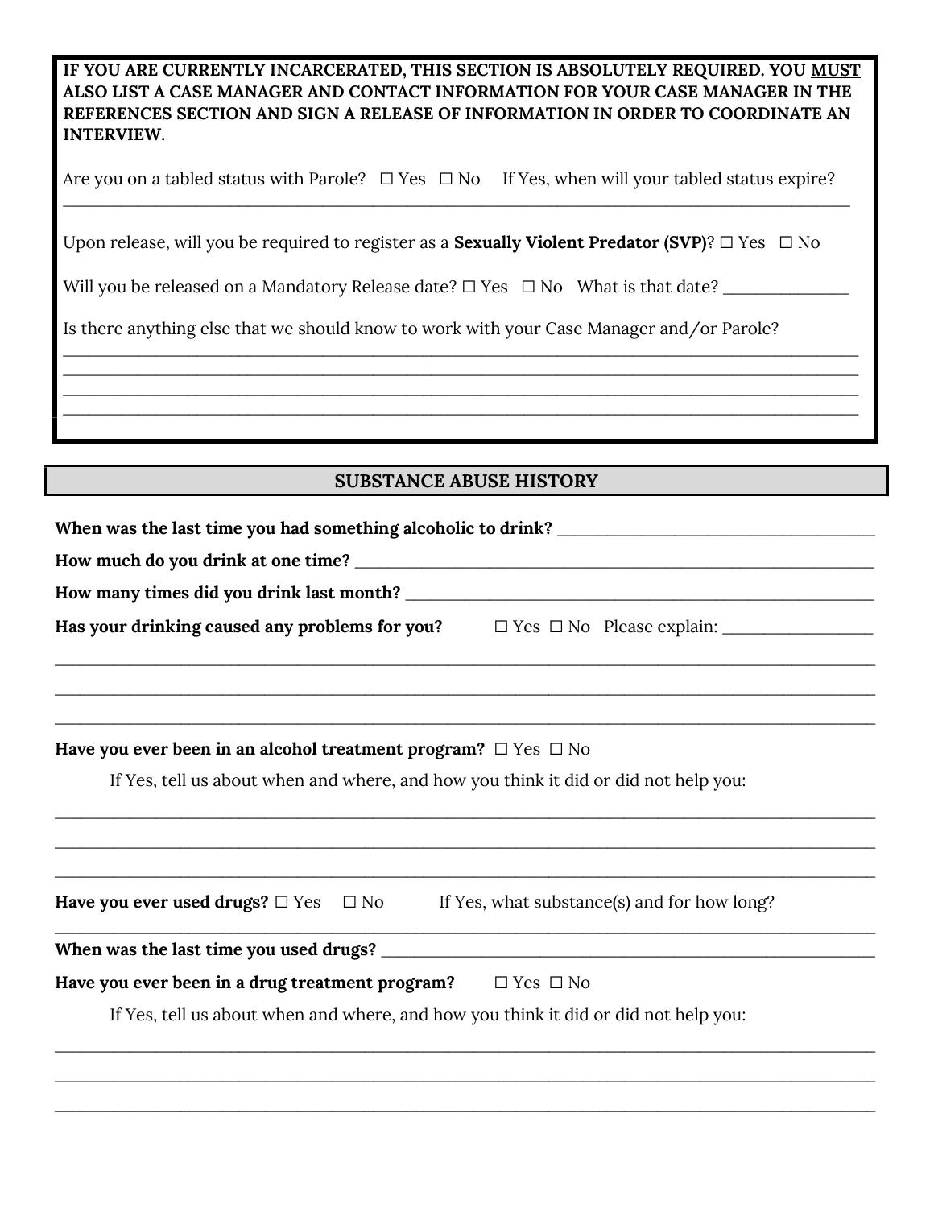**IF YOU ARE CURRENTLY INCARCERATED, THIS SECTION IS ABSOLUTELY REQUIRED. YOU MUST ALSO LIST A CASE MANAGER AND CONTACT INFORMATION FOR YOUR CASE MANAGER IN THE REFERENCES SECTION AND SIGN A RELEASE OF INFORMATION IN ORDER TO COORDINATE AN INTERVIEW.**

Are you on a tabled status with Parole? ☐ Yes ☐ No If Yes, when will your tabled status expire?
_______________________________________________________________________________

Upon release, will you be required to register as a **Sexually Violent Predator (SVP)**? ☐ Yes ☐ No

Will you be released on a Mandatory Release date? ☐ Yes ☐ No What is that date? _______________

Is there anything else that we should know to work with your Case Manager and/or Parole?
_______________________________________________________________________________
_______________________________________________________________________________
_______________________________________________________________________________
_______________________________________________________________________________

## SUBSTANCE ABUSE HISTORY

**When was the last time you had something alcoholic to drink?** _______________________________

**How much do you drink at one time?** _______________________________________________

**How many times did you drink last month?** __________________________________________

**Has your drinking caused any problems for you?** ☐ Yes ☐ No Please explain: _______________
_______________________________________________________________________________
_______________________________________________________________________________
_______________________________________________________________________________

**Have you ever been in an alcohol treatment program?** ☐ Yes ☐ No

If Yes, tell us about when and where, and how you think it did or did not help you:
_______________________________________________________________________________
_______________________________________________________________________________
_______________________________________________________________________________

**Have you ever used drugs?** ☐ Yes ☐ No If Yes, what substance(s) and for how long?
_______________________________________________________________________________

**When was the last time you used drugs?** ____________________________________________

**Have you ever been in a drug treatment program?** ☐ Yes ☐ No

If Yes, tell us about when and where, and how you think it did or did not help you:
_______________________________________________________________________________
_______________________________________________________________________________
_______________________________________________________________________________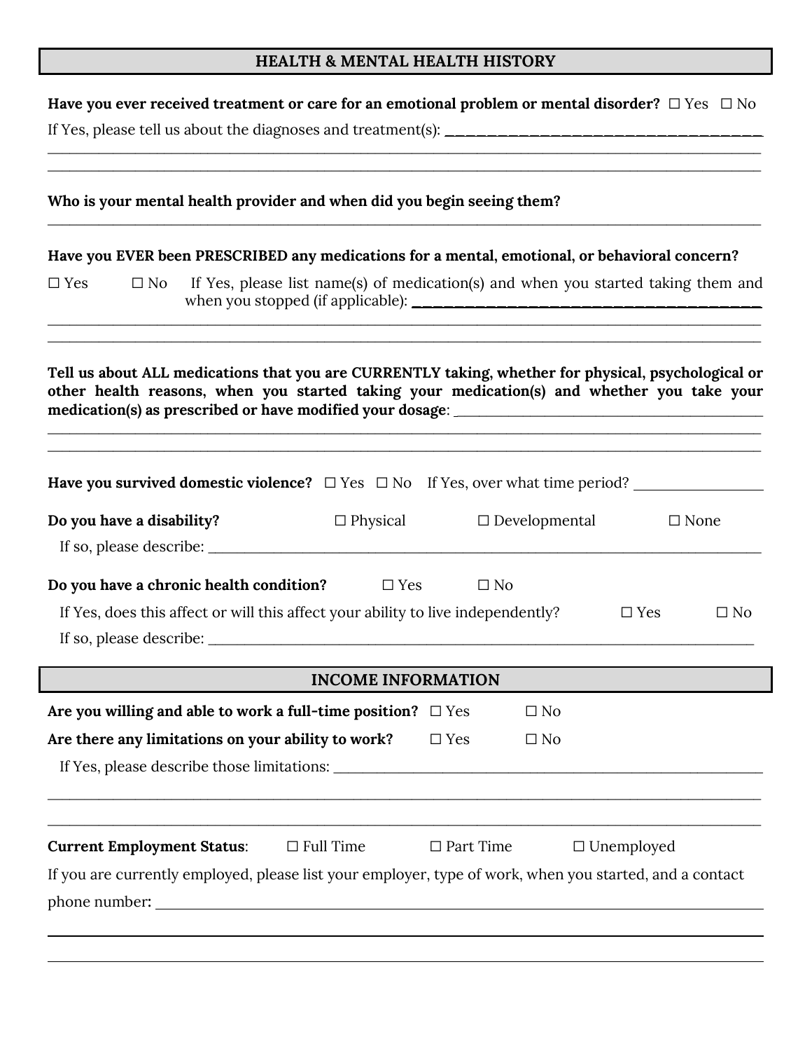## HEALTH & MENTAL HEALTH HISTORY

**Have you ever received treatment or care for an emotional problem or mental disorder?** ☐ Yes ☐ No

If Yes, please tell us about the diagnoses and treatment(s): ____________________________________

______________________________________________________________________________________

______________________________________________________________________________________

**Who is your mental health provider and when did you begin seeing them?**

______________________________________________________________________________________

**Have you EVER been PRESCRIBED any medications for a mental, emotional, or behavioral concern?**

☐ Yes ☐ No If Yes, please list name(s) of medication(s) and when you started taking them and when you stopped (if applicable): ____________________________________

______________________________________________________________________________________

______________________________________________________________________________________

**Tell us about ALL medications that you are CURRENTLY taking, whether for physical, psychological or other health reasons, when you started taking your medication(s) and whether you take your medication(s) as prescribed or have modified your dosage**: ____________________________________

______________________________________________________________________________________

______________________________________________________________________________________

**Have you survived domestic violence?** ☐ Yes ☐ No If Yes, over what time period? ________________

**Do you have a disability?** ☐ Physical ☐ Developmental ☐ None

If so, please describe: ____________________________________________________________________

**Do you have a chronic health condition?** ☐ Yes ☐ No

If Yes, does this affect or will this affect your ability to live independently? ☐ Yes ☐ No

If so, please describe: ____________________________________________________________________

## INCOME INFORMATION

**Are you willing and able to work a full-time position?** ☐ Yes ☐ No

**Are there any limitations on your ability to work?** ☐ Yes ☐ No

If Yes, please describe those limitations: __________________________________________________

______________________________________________________________________________________

______________________________________________________________________________________

**Current Employment Status**: ☐ Full Time ☐ Part Time ☐ Unemployed

If you are currently employed, please list your employer, type of work, when you started, and a contact phone number: ______________________________________________________________________

______________________________________________________________________________________

______________________________________________________________________________________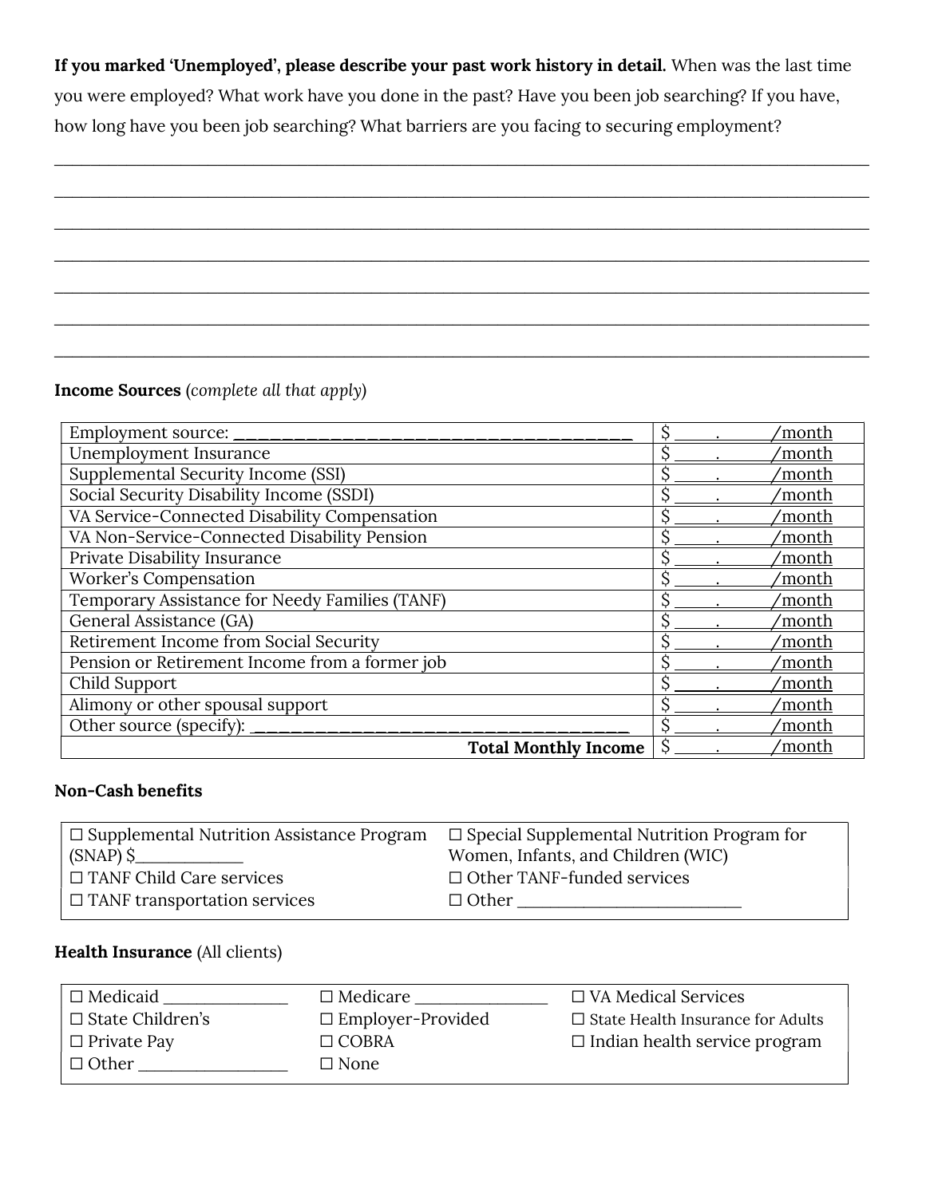**If you marked 'Unemployed', please describe your past work history in detail.** When was the last time you were employed? What work have you done in the past? Have you been job searching? If you have, how long have you been job searching? What barriers are you facing to securing employment?

______________________________________________________________________________________

______________________________________________________________________________________

______________________________________________________________________________________

______________________________________________________________________________________

______________________________________________________________________________________

______________________________________________________________________________________

______________________________________________________________________________________

**Income Sources** (*complete all that apply*)

| Source | Amount |
|---|---|
| Employment source: ____________________________________ | $ _____ . ______/month |
| Unemployment Insurance | $ _____ . ______/month |
| Supplemental Security Income (SSI) | $ _____ . ______/month |
| Social Security Disability Income (SSDI) | $ _____ . ______/month |
| VA Service-Connected Disability Compensation | $ _____ . ______/month |
| VA Non-Service-Connected Disability Pension | $ _____ . ______/month |
| Private Disability Insurance | $ _____ . ______/month |
| Worker's Compensation | $ _____ . ______/month |
| Temporary Assistance for Needy Families (TANF) | $ _____ . ______/month |
| General Assistance (GA) | $ _____ . ______/month |
| Retirement Income from Social Security | $ _____ . ______/month |
| Pension or Retirement Income from a former job | $ _____ . ______/month |
| Child Support | $ _____ . ______/month |
| Alimony or other spousal support | $ _____ . ______/month |
| Other source (specify): ____________________________________ | $ _____ . ______/month |
| **Total Monthly Income** | $ _____ . ______/month |

**Non-Cash benefits**

| | |
|---|---|
| ☐ Supplemental Nutrition Assistance Program (SNAP) $____________ | ☐ Special Supplemental Nutrition Program for Women, Infants, and Children (WIC) |
| ☐ TANF Child Care services | ☐ Other TANF-funded services |
| ☐ TANF transportation services | ☐ Other __________________________ |

**Health Insurance** (All clients)

| | | |
|---|---|---|
| ☐ Medicaid ______________ | ☐ Medicare _______________ | ☐ VA Medical Services |
| ☐ State Children's | ☐ Employer-Provided | ☐ State Health Insurance for Adults |
| ☐ Private Pay | ☐ COBRA | ☐ Indian health service program |
| ☐ Other _________________ | ☐ None | |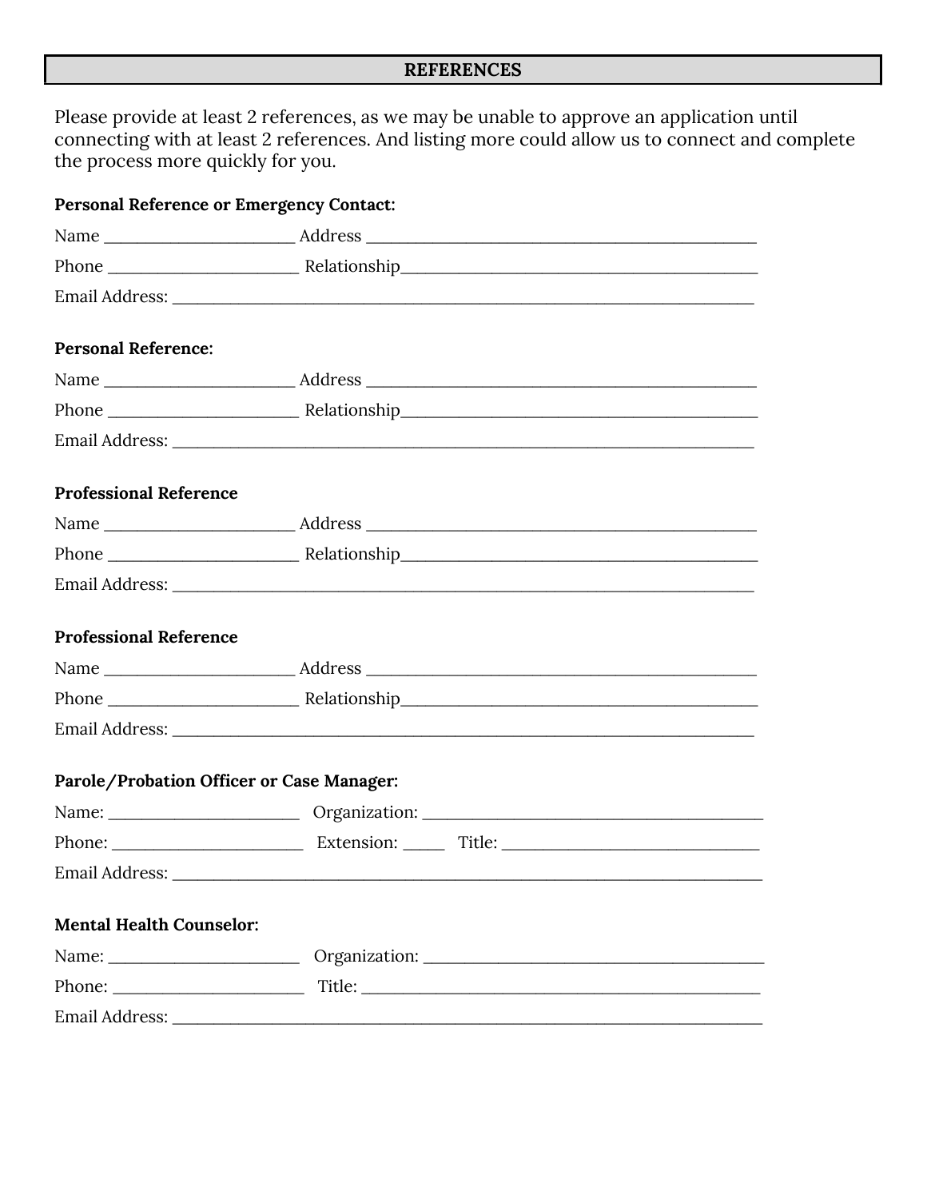## REFERENCES

Please provide at least 2 references, as we may be unable to approve an application until connecting with at least 2 references. And listing more could allow us to connect and complete the process more quickly for you.

**Personal Reference or Emergency Contact:**

Name ______________________ Address ______________________________________________

Phone ______________________ Relationship__________________________________________

Email Address: _____________________________________________________________________

**Personal Reference:**

Name ______________________ Address ______________________________________________

Phone ______________________ Relationship__________________________________________

Email Address: _____________________________________________________________________

**Professional Reference**

Name ______________________ Address ______________________________________________

Phone ______________________ Relationship__________________________________________

Email Address: _____________________________________________________________________

**Professional Reference**

Name ______________________ Address ______________________________________________

Phone ______________________ Relationship__________________________________________

Email Address: _____________________________________________________________________

**Parole/Probation Officer or Case Manager:**

Name: ______________________ Organization: ________________________________________

Phone: ______________________ Extension: _____ Title: ______________________________

Email Address: _____________________________________________________________________

**Mental Health Counselor:**

Name: ______________________ Organization: ________________________________________

Phone: ______________________ Title: ______________________________________________

Email Address: _____________________________________________________________________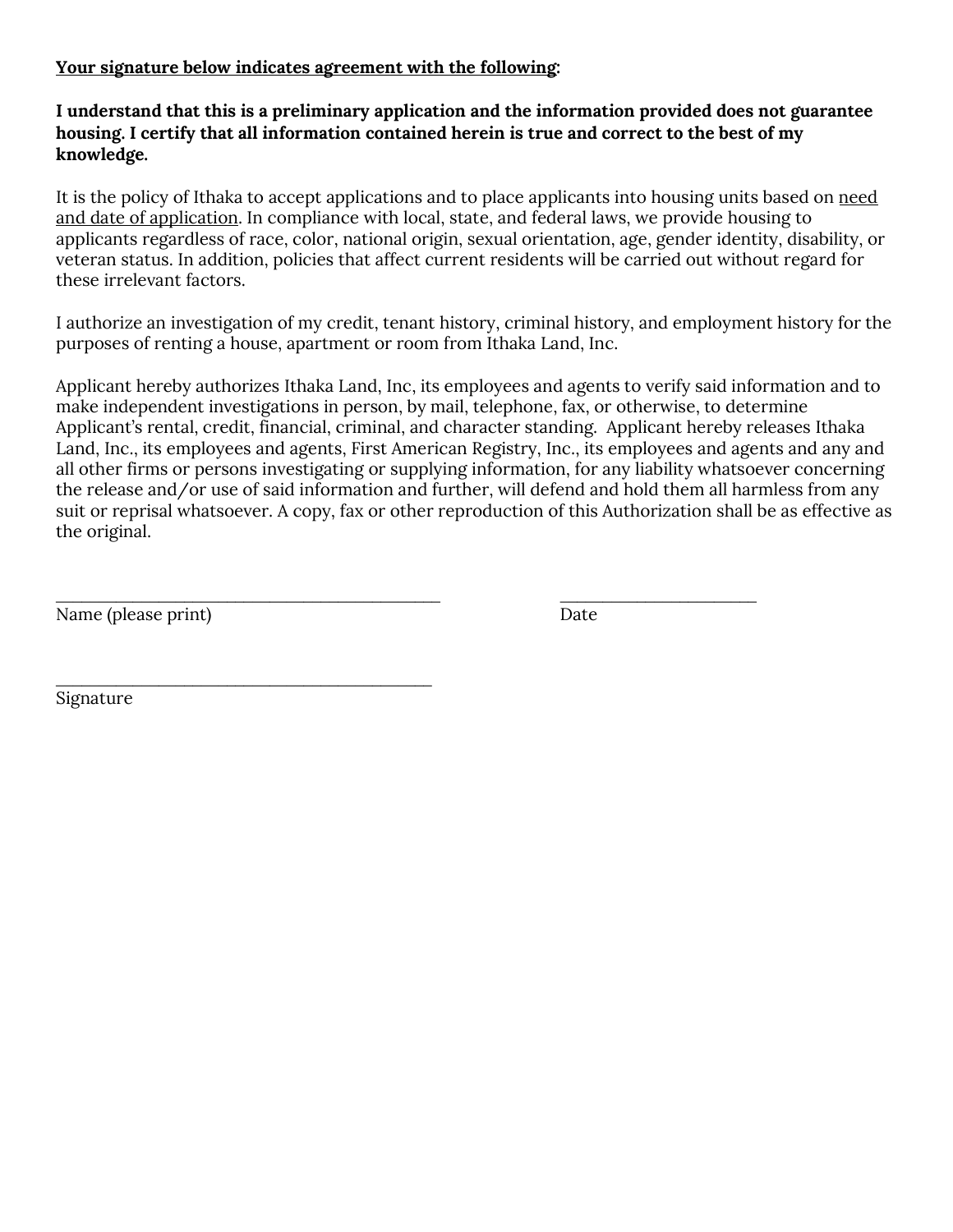**<u>Your signature below indicates agreement with the following</u>:**

**I understand that this is a preliminary application and the information provided does not guarantee housing. I certify that all information contained herein is true and correct to the best of my knowledge.**

It is the policy of Ithaka to accept applications and to place applicants into housing units based on <u>need and date of application</u>. In compliance with local, state, and federal laws, we provide housing to applicants regardless of race, color, national origin, sexual orientation, age, gender identity, disability, or veteran status. In addition, policies that affect current residents will be carried out without regard for these irrelevant factors.

I authorize an investigation of my credit, tenant history, criminal history, and employment history for the purposes of renting a house, apartment or room from Ithaka Land, Inc.

Applicant hereby authorizes Ithaka Land, Inc, its employees and agents to verify said information and to make independent investigations in person, by mail, telephone, fax, or otherwise, to determine Applicant's rental, credit, financial, criminal, and character standing. Applicant hereby releases Ithaka Land, Inc., its employees and agents, First American Registry, Inc., its employees and agents and any and all other firms or persons investigating or supplying information, for any liability whatsoever concerning the release and/or use of said information and further, will defend and hold them all harmless from any suit or reprisal whatsoever. A copy, fax or other reproduction of this Authorization shall be as effective as the original.

_____________________________________________ \_\_\_\_\_\_\_\_\_\_\_\_\_\_\_\_\_\_\_\_\_\_\_
Name (please print) Date

_____________________________________________
Signature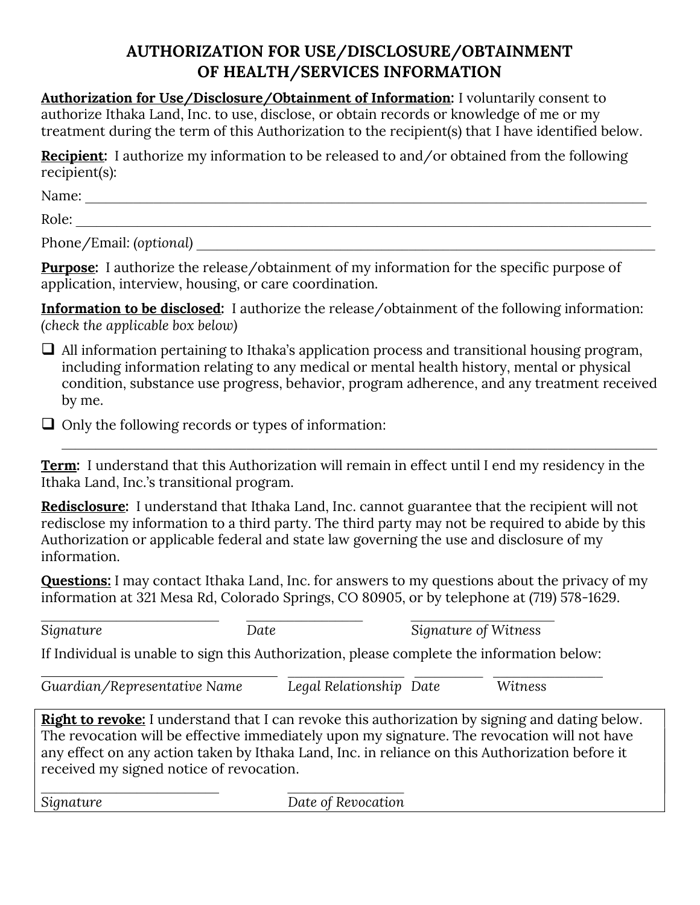# AUTHORIZATION FOR USE/DISCLOSURE/OBTAINMENT OF HEALTH/SERVICES INFORMATION

**Authorization for Use/Disclosure/Obtainment of Information:** I voluntarily consent to authorize Ithaka Land, Inc. to use, disclose, or obtain records or knowledge of me or my treatment during the term of this Authorization to the recipient(s) that I have identified below.

**Recipient:** I authorize my information to be released to and/or obtained from the following recipient(s):

Name: ___________________________________________________________________________

Role: ____________________________________________________________________________

Phone/Email: *(optional)* ___________________________________________________________

**Purpose:** I authorize the release/obtainment of my information for the specific purpose of application, interview, housing, or care coordination.

**Information to be disclosed:** I authorize the release/obtainment of the following information: *(check the applicable box below)*

- ☐ All information pertaining to Ithaka's application process and transitional housing program, including information relating to any medical or mental health history, mental or physical condition, substance use progress, behavior, program adherence, and any treatment received by me.
- ☐ Only the following records or types of information:
  ______________________________________________________________________________

**Term:** I understand that this Authorization will remain in effect until I end my residency in the Ithaka Land, Inc.'s transitional program.

**Redisclosure:** I understand that Ithaka Land, Inc. cannot guarantee that the recipient will not redisclose my information to a third party. The third party may not be required to abide by this Authorization or applicable federal and state law governing the use and disclosure of my information.

**Questions:** I may contact Ithaka Land, Inc. for answers to my questions about the privacy of my information at 321 Mesa Rd, Colorado Springs, CO 80905, or by telephone at (719) 578-1629.

__________________________ ________________ ____________________
*Signature* *Date* *Signature of Witness*

If Individual is unable to sign this Authorization, please complete the information below:

______________________________ ________________ __________ ________________
*Guardian/Representative Name* *Legal Relationship* *Date* *Witness*

**Right to revoke:** I understand that I can revoke this authorization by signing and dating below. The revocation will be effective immediately upon my signature. The revocation will not have any effect on any action taken by Ithaka Land, Inc. in reliance on this Authorization before it received my signed notice of revocation.

__________________________ ________________
*Signature* *Date of Revocation*